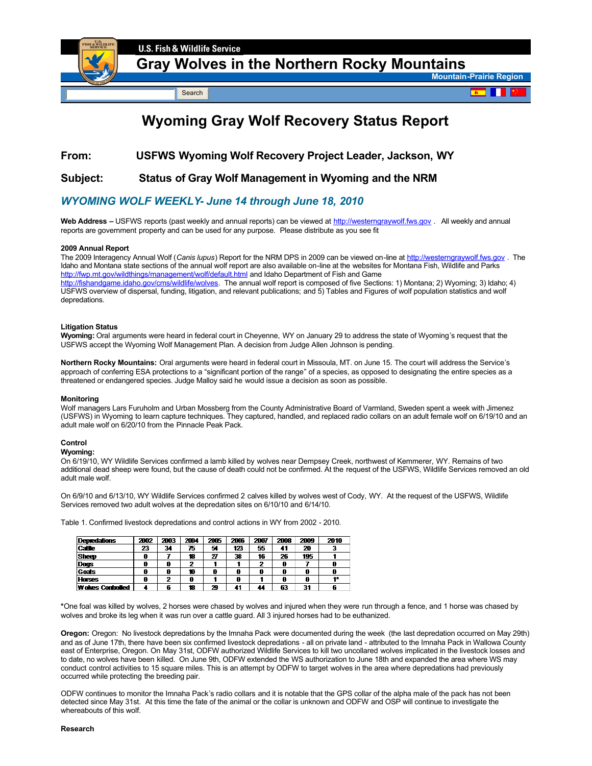U.S. Fish & Wildlife Service

# Gray Wolves in the Northern Rocky Mountains

Mountain-Prairie Region

# Wyoming Gray Wolf Recovery Status Report

## From: USFWS Wyoming Wolf Recovery Project Leader, Jackson, WY

## Subject: Status of Gray Wolf Management in Wyoming and the NRM

## *WYOMING WOLF WEEKLY- June 14 through June 18, 2010*

**Web Address –** USFWS reports (past weekly and annual reports) can be viewed at http://westerngraywolf.fws.gov . All weekly and annual reports are government property and can be used for any purpose. Please distribute as you see fit

**2009 Annual Report**
The 2009 Interagency Annual Wolf (*Canis lupus*) Report for the NRM DPS in 2009 can be viewed on-line at http://westerngraywolf.fws.gov . The Idaho and Montana state sections of the annual wolf report are also available on-line at the websites for Montana Fish, Wildlife and Parks http://fwp.mt.gov/wildthings/management/wolf/default.html and Idaho Department of Fish and Game http://fishandgame.idaho.gov/cms/wildlife/wolves. The annual wolf report is composed of five Sections: 1) Montana; 2) Wyoming; 3) Idaho; 4) USFWS overview of dispersal, funding, litigation, and relevant publications; and 5) Tables and Figures of wolf population statistics and wolf depredations.

**Litigation Status**
**Wyoming:** Oral arguments were heard in federal court in Cheyenne, WY on January 29 to address the state of Wyoming's request that the USFWS accept the Wyoming Wolf Management Plan. A decision from Judge Allen Johnson is pending.

**Northern Rocky Mountains:** Oral arguments were heard in federal court in Missoula, MT. on June 15. The court will address the Service's approach of conferring ESA protections to a "significant portion of the range" of a species, as opposed to designating the entire species as a threatened or endangered species. Judge Malloy said he would issue a decision as soon as possible.

**Monitoring**
Wolf managers Lars Furuholm and Urban Mossberg from the County Administrative Board of Varmland, Sweden spent a week with Jimenez (USFWS) in Wyoming to learn capture techniques. They captured, handled, and replaced radio collars on an adult female wolf on 6/19/10 and an adult male wolf on 6/20/10 from the Pinnacle Peak Pack.

**Control**
**Wyoming:**
On 6/19/10, WY Wildlife Services confirmed a lamb killed by wolves near Dempsey Creek, northwest of Kemmerer, WY. Remains of two additional dead sheep were found, but the cause of death could not be confirmed. At the request of the USFWS, Wildlife Services removed an old adult male wolf.

On 6/9/10 and 6/13/10, WY Wildlife Services confirmed 2 calves killed by wolves west of Cody, WY. At the request of the USFWS, Wildlife Services removed two adult wolves at the depredation sites on 6/10/10 and 6/14/10.

Table 1. Confirmed livestock depredations and control actions in WY from 2002 - 2010.

| Depredations | 2002 | 2003 | 2004 | 2005 | 2006 | 2007 | 2008 | 2009 | 2010 |
|---|---|---|---|---|---|---|---|---|---|
| Cattle | 23 | 34 | 75 | 54 | 123 | 55 | 41 | 20 | 3 |
| Sheep | 0 | 7 | 18 | 27 | 38 | 16 | 26 | 195 | 1 |
| Dogs | 0 | 0 | 2 | 1 | 1 | 2 | 0 | 7 | 0 |
| Goats | 0 | 0 | 10 | 0 | 0 | 0 | 0 | 0 | 0 |
| Horses | 0 | 2 | 0 | 1 | 0 | 1 | 0 | 0 | 1* |
| Wolves Controlled | 4 | 6 | 18 | 29 | 41 | 44 | 63 | 31 | 6 |

*One foal was killed by wolves, 2 horses were chased by wolves and injured when they were run through a fence, and 1 horse was chased by wolves and broke its leg when it was run over a cattle guard. All 3 injured horses had to be euthanized.

**Oregon:** Oregon: No livestock depredations by the Imnaha Pack were documented during the week (the last depredation occurred on May 29th) and as of June 17th, there have been six confirmed livestock depredations - all on private land - attributed to the Imnaha Pack in Wallowa County east of Enterprise, Oregon. On May 31st, ODFW authorized Wildlife Services to kill two uncollared wolves implicated in the livestock losses and to date, no wolves have been killed. On June 9th, ODFW extended the WS authorization to June 18th and expanded the area where WS may conduct control activities to 15 square miles. This is an attempt by ODFW to target wolves in the area where depredations had previously occurred while protecting the breeding pair.

ODFW continues to monitor the Imnaha Pack's radio collars and it is notable that the GPS collar of the alpha male of the pack has not been detected since May 31st. At this time the fate of the animal or the collar is unknown and ODFW and OSP will continue to investigate the whereabouts of this wolf.

**Research**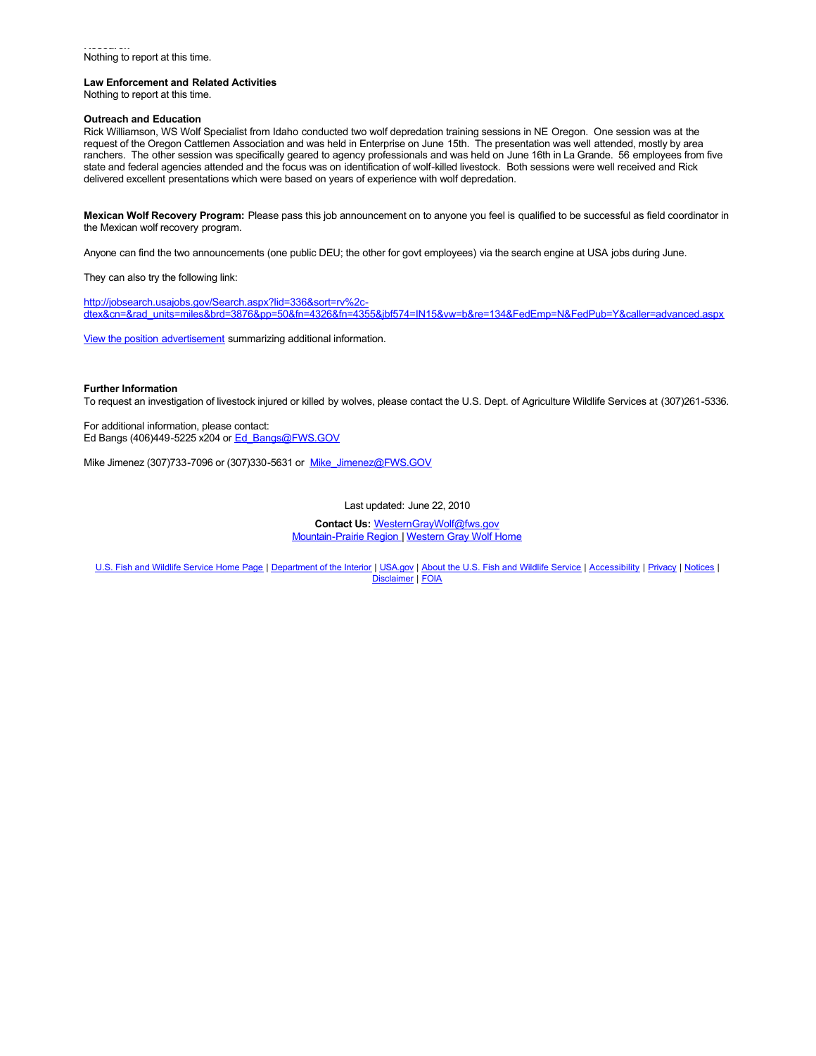Research

Nothing to report at this time.

**Law Enforcement and Related Activities**

Nothing to report at this time.

**Outreach and Education**

Rick Williamson, WS Wolf Specialist from Idaho conducted two wolf depredation training sessions in NE Oregon. One session was at the request of the Oregon Cattlemen Association and was held in Enterprise on June 15th. The presentation was well attended, mostly by area ranchers. The other session was specifically geared to agency professionals and was held on June 16th in La Grande. 56 employees from five state and federal agencies attended and the focus was on identification of wolf-killed livestock. Both sessions were well received and Rick delivered excellent presentations which were based on years of experience with wolf depredation.

**Mexican Wolf Recovery Program:** Please pass this job announcement on to anyone you feel is qualified to be successful as field coordinator in the Mexican wolf recovery program.

Anyone can find the two announcements (one public DEU; the other for govt employees) via the search engine at USA jobs during June.

They can also try the following link:

[http://jobsearch.usajobs.gov/Search.aspx?lid=336&sort=rv%2c-dtex&cn=&rad_units=miles&brd=3876&pp=50&fn=4326&fn=4355&jbf574=IN15&vw=b&re=134&FedEmp=N&FedPub=Y&caller=advanced.aspx](http://jobsearch.usajobs.gov/Search.aspx?lid=336&sort=rv%2c-dtex&cn=&rad_units=miles&brd=3876&pp=50&fn=4326&fn=4355&jbf574=IN15&vw=b&re=134&FedEmp=N&FedPub=Y&caller=advanced.aspx)

View the position advertisement summarizing additional information.

**Further Information**

To request an investigation of livestock injured or killed by wolves, please contact the U.S. Dept. of Agriculture Wildlife Services at (307)261-5336.

For additional information, please contact:
Ed Bangs (406)449-5225 x204 or Ed_Bangs@FWS.GOV

Mike Jimenez (307)733-7096 or (307)330-5631 or Mike_Jimenez@FWS.GOV

Last updated: June 22, 2010

**Contact Us:** WesternGrayWolf@fws.gov
Mountain-Prairie Region | Western Gray Wolf Home

U.S. Fish and Wildlife Service Home Page | Department of the Interior | USA.gov | About the U.S. Fish and Wildlife Service | Accessibility | Privacy | Notices | Disclaimer | FOIA